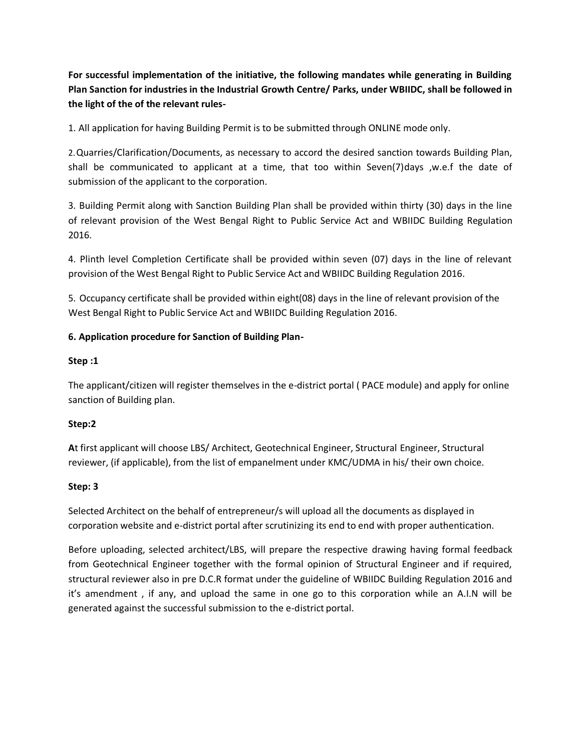**For successful implementation of the initiative, the following mandates while generating in Building Plan Sanction for industries in the Industrial Growth Centre/ Parks, under WBIIDC, shall be followed in the light of the of the relevant rules-**

1. All application for having Building Permit is to be submitted through ONLINE mode only.

2. Quarries/Clarification/Documents, as necessary to accord the desired sanction towards Building Plan, shall be communicated to applicant at a time, that too within Seven(7)days ,w.e.f the date of submission of the applicant to the corporation.

3. Building Permit along with Sanction Building Plan shall be provided within thirty (30) days in the line of relevant provision of the West Bengal Right to Public Service Act and WBIIDC Building Regulation 2016.

4. Plinth level Completion Certificate shall be provided within seven (07) days in the line of relevant provision of the West Bengal Right to Public Service Act and WBIIDC Building Regulation 2016.

5. Occupancy certificate shall be provided within eight(08) days in the line of relevant provision of the West Bengal Right to Public Service Act and WBIIDC Building Regulation 2016.

**6. Application procedure for Sanction of Building Plan-**

**Step :1**

The applicant/citizen will register themselves in the e-district portal ( PACE module) and apply for online sanction of Building plan.

**Step:2**

**A**t first applicant will choose LBS/ Architect, Geotechnical Engineer, Structural Engineer, Structural reviewer, (if applicable), from the list of empanelment under KMC/UDMA in his/ their own choice.

**Step: 3**

Selected Architect on the behalf of entrepreneur/s will upload all the documents as displayed in corporation website and e-district portal after scrutinizing its end to end with proper authentication.

Before uploading, selected architect/LBS, will prepare the respective drawing having formal feedback from Geotechnical Engineer together with the formal opinion of Structural Engineer and if required, structural reviewer also in pre D.C.R format under the guideline of WBIIDC Building Regulation 2016 and it's amendment , if any, and upload the same in one go to this corporation while an A.I.N will be generated against the successful submission to the e-district portal.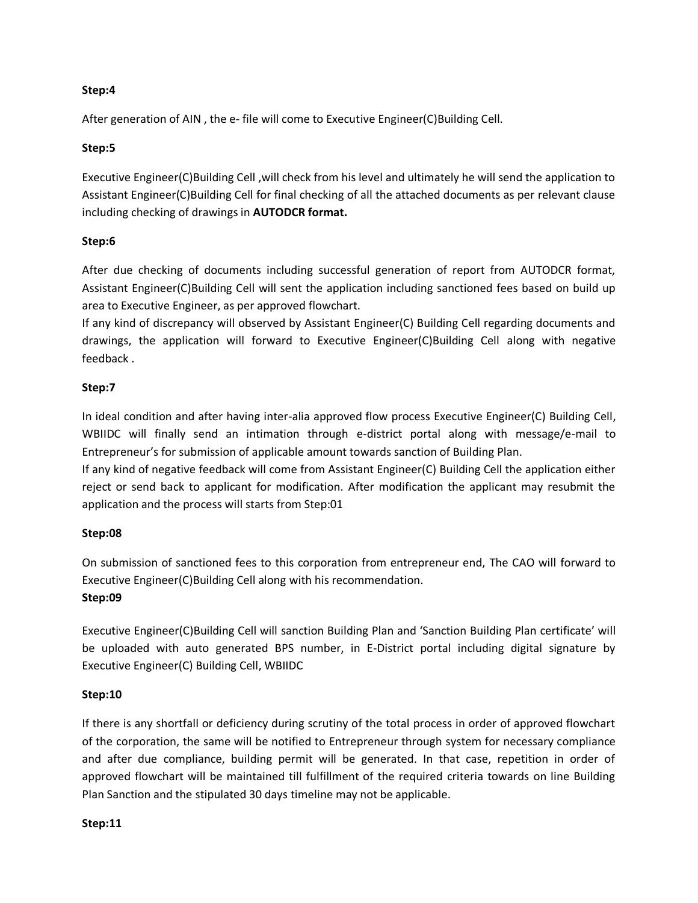**Step:4**

After generation of AIN , the e- file will come to Executive Engineer(C)Building Cell.

**Step:5**

Executive Engineer(C)Building Cell ,will check from his level and ultimately he will send the application to Assistant Engineer(C)Building Cell for final checking of all the attached documents as per relevant clause including checking of drawings in **AUTODCR format.**

**Step:6**

After due checking of documents including successful generation of report from AUTODCR format, Assistant Engineer(C)Building Cell will sent the application including sanctioned fees based on build up area to Executive Engineer, as per approved flowchart.

If any kind of discrepancy will observed by Assistant Engineer(C) Building Cell regarding documents and drawings, the application will forward to Executive Engineer(C)Building Cell along with negative feedback .

**Step:7**

In ideal condition and after having inter-alia approved flow process Executive Engineer(C) Building Cell, WBIIDC will finally send an intimation through e-district portal along with message/e-mail to Entrepreneur's for submission of applicable amount towards sanction of Building Plan.

If any kind of negative feedback will come from Assistant Engineer(C) Building Cell the application either reject or send back to applicant for modification. After modification the applicant may resubmit the application and the process will starts from Step:01

**Step:08**

On submission of sanctioned fees to this corporation from entrepreneur end, The CAO will forward to Executive Engineer(C)Building Cell along with his recommendation.

**Step:09**

Executive Engineer(C)Building Cell will sanction Building Plan and 'Sanction Building Plan certificate' will be uploaded with auto generated BPS number, in E-District portal including digital signature by Executive Engineer(C) Building Cell, WBIIDC

**Step:10**

If there is any shortfall or deficiency during scrutiny of the total process in order of approved flowchart of the corporation, the same will be notified to Entrepreneur through system for necessary compliance and after due compliance, building permit will be generated. In that case, repetition in order of approved flowchart will be maintained till fulfillment of the required criteria towards on line Building Plan Sanction and the stipulated 30 days timeline may not be applicable.

**Step:11**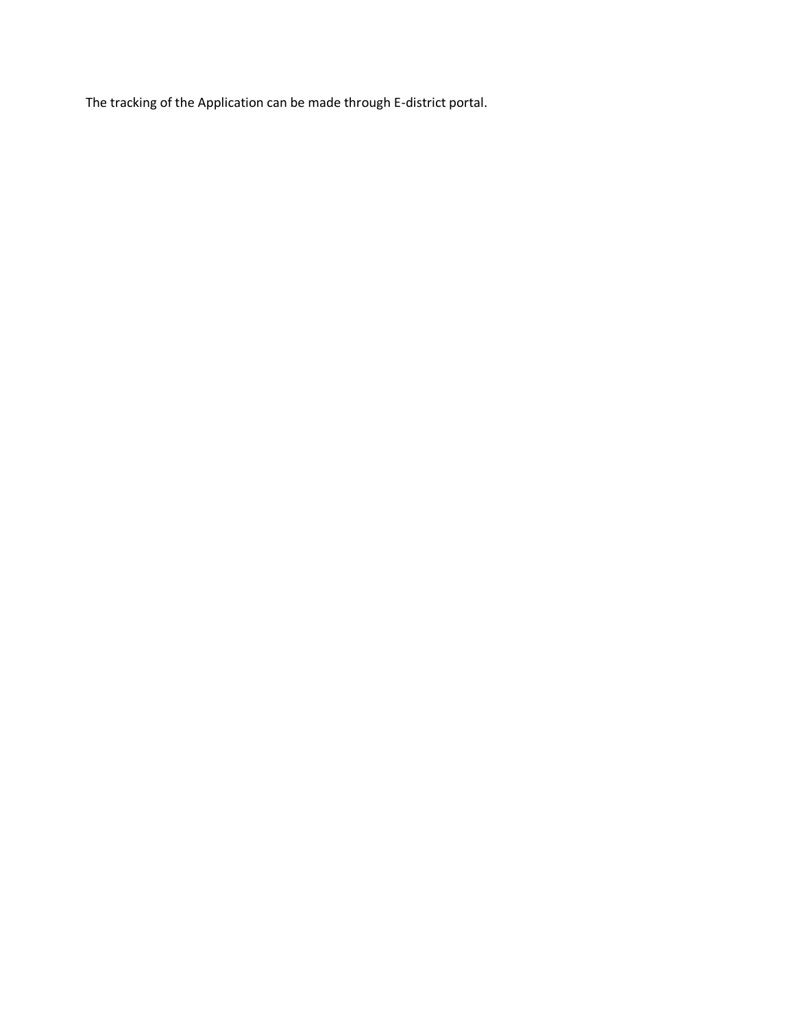The tracking of the Application can be made through E-district portal.